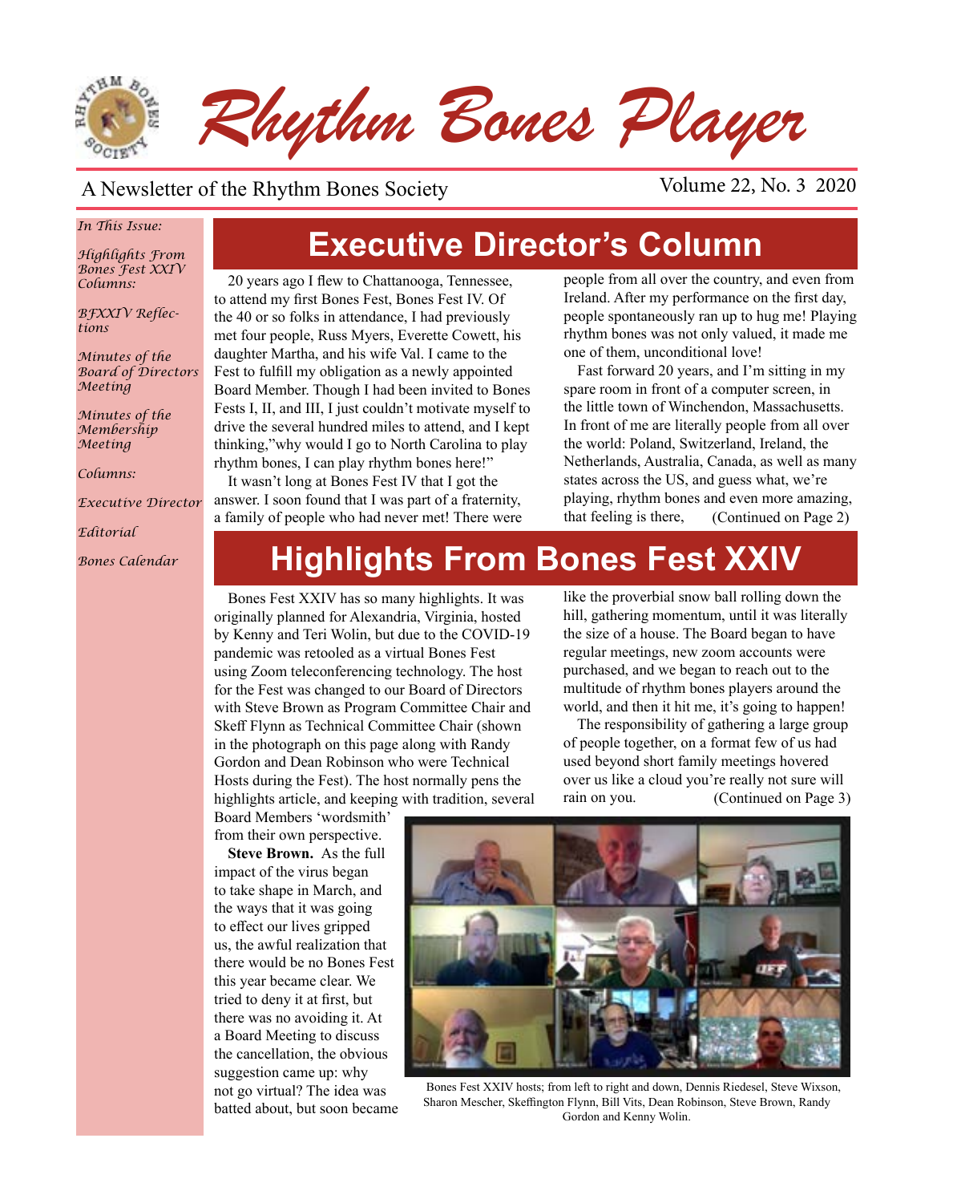# Rhythm Bones Player

A Newsletter of the Rhythm Bones Society

Volume 22, No. 3 2020

*In This Issue:*

*Highlights From Bones Fest XXIV Columns:*

*BFXXIV Reflections*

*Minutes of the Board of Directors Meeting*

*Minutes of the Membership Meeting*

*Columns:*

*Executive Director*

*Editorial*

*Bones Calendar*

## Executive Director's Column

20 years ago I flew to Chattanooga, Tennessee, to attend my first Bones Fest, Bones Fest IV. Of the 40 or so folks in attendance, I had previously met four people, Russ Myers, Everette Cowett, his daughter Martha, and his wife Val. I came to the Fest to fulfill my obligation as a newly appointed Board Member. Though I had been invited to Bones Fests I, II, and III, I just couldn't motivate myself to drive the several hundred miles to attend, and I kept thinking,"why would I go to North Carolina to play rhythm bones, I can play rhythm bones here!"

It wasn't long at Bones Fest IV that I got the answer. I soon found that I was part of a fraternity, a family of people who had never met! There were people from all over the country, and even from Ireland. After my performance on the first day, people spontaneously ran up to hug me! Playing rhythm bones was not only valued, it made me one of them, unconditional love!

Fast forward 20 years, and I'm sitting in my spare room in front of a computer screen, in the little town of Winchendon, Massachusetts. In front of me are literally people from all over the world: Poland, Switzerland, Ireland, the Netherlands, Australia, Canada, as well as many states across the US, and guess what, we're playing, rhythm bones and even more amazing, that feeling is there, (Continued on Page 2)

## Highlights From Bones Fest XXIV

Bones Fest XXIV has so many highlights. It was originally planned for Alexandria, Virginia, hosted by Kenny and Teri Wolin, but due to the COVID-19 pandemic was retooled as a virtual Bones Fest using Zoom teleconferencing technology. The host for the Fest was changed to our Board of Directors with Steve Brown as Program Committee Chair and Skeff Flynn as Technical Committee Chair (shown in the photograph on this page along with Randy Gordon and Dean Robinson who were Technical Hosts during the Fest). The host normally pens the highlights article, and keeping with tradition, several Board Members 'wordsmith' from their own perspective.

**Steve Brown.** As the full impact of the virus began to take shape in March, and the ways that it was going to effect our lives gripped us, the awful realization that there would be no Bones Fest this year became clear. We tried to deny it at first, but there was no avoiding it. At a Board Meeting to discuss the cancellation, the obvious suggestion came up: why not go virtual? The idea was batted about, but soon became like the proverbial snow ball rolling down the hill, gathering momentum, until it was literally the size of a house. The Board began to have regular meetings, new zoom accounts were purchased, and we began to reach out to the multitude of rhythm bones players around the world, and then it hit me, it's going to happen!

The responsibility of gathering a large group of people together, on a format few of us had used beyond short family meetings hovered over us like a cloud you're really not sure will rain on you. (Continued on Page 3)

Bones Fest XXIV hosts; from left to right and down, Dennis Riedesel, Steve Wixson, Sharon Mescher, Skeffington Flynn, Bill Vits, Dean Robinson, Steve Brown, Randy Gordon and Kenny Wolin.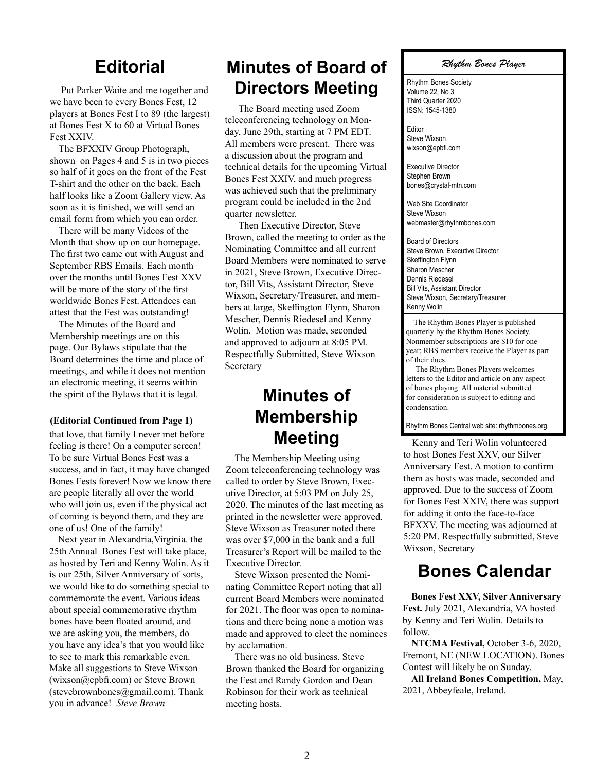## Editorial

Put Parker Waite and me together and we have been to every Bones Fest, 12 players at Bones Fest I to 89 (the largest) at Bones Fest X to 60 at Virtual Bones Fest XXIV.

The BFXXIV Group Photograph, shown on Pages 4 and 5 is in two pieces so half of it goes on the front of the Fest T-shirt and the other on the back. Each half looks like a Zoom Gallery view. As soon as it is finished, we will send an email form from which you can order.

There will be many Videos of the Month that show up on our homepage. The first two came out with August and September RBS Emails. Each month over the months until Bones Fest XXV will be more of the story of the first worldwide Bones Fest. Attendees can attest that the Fest was outstanding!

The Minutes of the Board and Membership meetings are on this page. Our Bylaws stipulate that the Board determines the time and place of meetings, and while it does not mention an electronic meeting, it seems within the spirit of the Bylaws that it is legal.

**(Editorial Continued from Page 1)**

that love, that family I never met before feeling is there! On a computer screen! To be sure Virtual Bones Fest was a success, and in fact, it may have changed Bones Fests forever! Now we know there are people literally all over the world who will join us, even if the physical act of coming is beyond them, and they are one of us! One of the family!

Next year in Alexandria,Virginia. the 25th Annual Bones Fest will take place, as hosted by Teri and Kenny Wolin. As it is our 25th, Silver Anniversary of sorts, we would like to do something special to commemorate the event. Various ideas about special commemorative rhythm bones have been floated around, and we are asking you, the members, do you have any idea's that you would like to see to mark this remarkable even. Make all suggestions to Steve Wixson (wixson@epbfi.com) or Steve Brown (stevebrownbones@gmail.com). Thank you in advance! *Steve Brown*

## Minutes of Board of Directors Meeting

The Board meeting used Zoom teleconferencing technology on Monday, June 29th, starting at 7 PM EDT. All members were present. There was a discussion about the program and technical details for the upcoming Virtual Bones Fest XXIV, and much progress was achieved such that the preliminary program could be included in the 2nd quarter newsletter.

Then Executive Director, Steve Brown, called the meeting to order as the Nominating Committee and all current Board Members were nominated to serve in 2021, Steve Brown, Executive Director, Bill Vits, Assistant Director, Steve Wixson, Secretary/Treasurer, and members at large, Skeffington Flynn, Sharon Mescher, Dennis Riedesel and Kenny Wolin. Motion was made, seconded and approved to adjourn at 8:05 PM. Respectfully Submitted, Steve Wixson Secretary

## Minutes of Membership Meeting

The Membership Meeting using Zoom teleconferencing technology was called to order by Steve Brown, Executive Director, at 5:03 PM on July 25, 2020. The minutes of the last meeting as printed in the newsletter were approved. Steve Wixson as Treasurer noted there was over $7,000 in the bank and a full Treasurer's Report will be mailed to the Executive Director.

Steve Wixson presented the Nominating Committee Report noting that all current Board Members were nominated for 2021. The floor was open to nominations and there being none a motion was made and approved to elect the nominees by acclamation.

There was no old business. Steve Brown thanked the Board for organizing the Fest and Randy Gordon and Dean Robinson for their work as technical meeting hosts.

Kenny and Teri Wolin volunteered to host Bones Fest XXV, our Silver Anniversary Fest. A motion to confirm them as hosts was made, seconded and approved. Due to the success of Zoom for Bones Fest XXIV, there was support for adding it onto the face-to-face BFXXV. The meeting was adjourned at 5:20 PM. Respectfully submitted, Steve Wixson, Secretary

*Rhythm Bones Player*

Rhythm Bones Society
Volume 22, No 3
Third Quarter 2020
ISSN: 1545-1380

Editor
Steve Wixson
wixson@epbfi.com

Executive Director
Stephen Brown
bones@crystal-mtn.com

Web Site Coordinator
Steve Wixson
webmaster@rhythmbones.com

Board of Directors
Steve Brown, Executive Director
Skeffington Flynn
Sharon Mescher
Dennis Riedesel
Bill Vits, Assistant Director
Steve Wixson, Secretary/Treasurer
Kenny Wolin

The Rhythm Bones Player is published quarterly by the Rhythm Bones Society. Nonmember subscriptions are $10 for one year; RBS members receive the Player as part of their dues.

The Rhythm Bones Players welcomes letters to the Editor and article on any aspect of bones playing. All material submitted for consideration is subject to editing and condensation.

Rhythm Bones Central web site: rhythmbones.org

## Bones Calendar

**Bones Fest XXV, Silver Anniversary Fest.** July 2021, Alexandria, VA hosted by Kenny and Teri Wolin. Details to follow.

**NTCMA Festival,** October 3-6, 2020, Fremont, NE (NEW LOCATION). Bones Contest will likely be on Sunday.

**All Ireland Bones Competition,** May, 2021, Abbeyfeale, Ireland.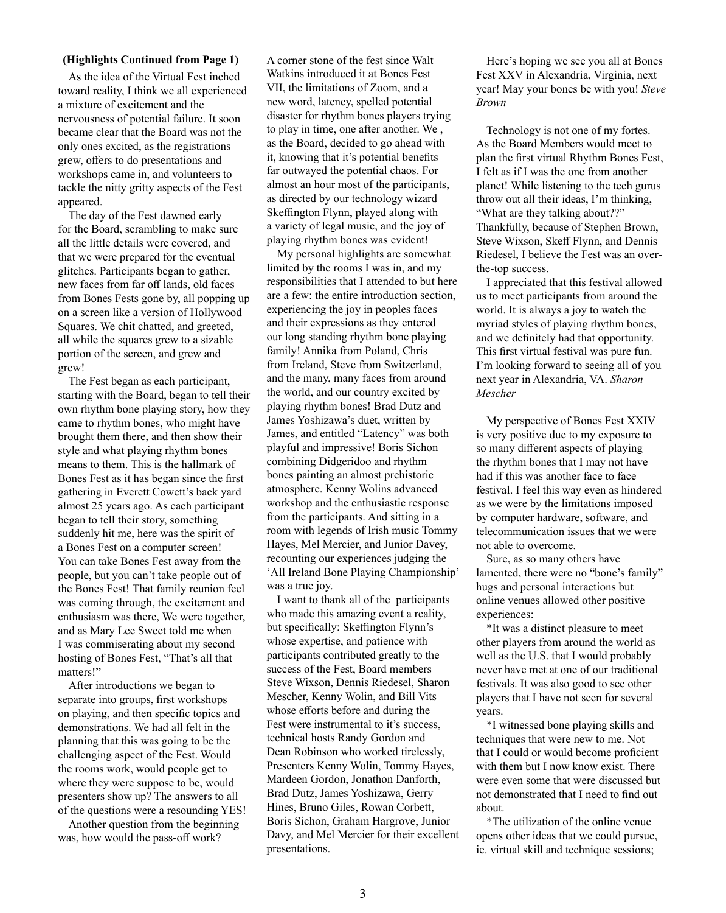**(Highlights Continued from Page 1)**

As the idea of the Virtual Fest inched toward reality, I think we all experienced a mixture of excitement and the nervousness of potential failure. It soon became clear that the Board was not the only ones excited, as the registrations grew, offers to do presentations and workshops came in, and volunteers to tackle the nitty gritty aspects of the Fest appeared.

The day of the Fest dawned early for the Board, scrambling to make sure all the little details were covered, and that we were prepared for the eventual glitches. Participants began to gather, new faces from far off lands, old faces from Bones Fests gone by, all popping up on a screen like a version of Hollywood Squares. We chit chatted, and greeted, all while the squares grew to a sizable portion of the screen, and grew and grew!

The Fest began as each participant, starting with the Board, began to tell their own rhythm bone playing story, how they came to rhythm bones, who might have brought them there, and then show their style and what playing rhythm bones means to them. This is the hallmark of Bones Fest as it has began since the first gathering in Everett Cowett's back yard almost 25 years ago. As each participant began to tell their story, something suddenly hit me, here was the spirit of a Bones Fest on a computer screen! You can take Bones Fest away from the people, but you can't take people out of the Bones Fest! That family reunion feel was coming through, the excitement and enthusiasm was there, We were together, and as Mary Lee Sweet told me when I was commiserating about my second hosting of Bones Fest, "That's all that matters!"

After introductions we began to separate into groups, first workshops on playing, and then specific topics and demonstrations. We had all felt in the planning that this was going to be the challenging aspect of the Fest. Would the rooms work, would people get to where they were suppose to be, would presenters show up? The answers to all of the questions were a resounding YES!

Another question from the beginning was, how would the pass-off work? A corner stone of the fest since Walt Watkins introduced it at Bones Fest VII, the limitations of Zoom, and a new word, latency, spelled potential disaster for rhythm bones players trying to play in time, one after another. We , as the Board, decided to go ahead with it, knowing that it's potential benefits far outwayed the potential chaos. For almost an hour most of the participants, as directed by our technology wizard Skeffington Flynn, played along with a variety of legal music, and the joy of playing rhythm bones was evident!

My personal highlights are somewhat limited by the rooms I was in, and my responsibilities that I attended to but here are a few: the entire introduction section, experiencing the joy in peoples faces and their expressions as they entered our long standing rhythm bone playing family! Annika from Poland, Chris from Ireland, Steve from Switzerland, and the many, many faces from around the world, and our country excited by playing rhythm bones! Brad Dutz and James Yoshizawa's duet, written by James, and entitled "Latency" was both playful and impressive! Boris Sichon combining Didgeridoo and rhythm bones painting an almost prehistoric atmosphere. Kenny Wolins advanced workshop and the enthusiastic response from the participants. And sitting in a room with legends of Irish music Tommy Hayes, Mel Mercier, and Junior Davey, recounting our experiences judging the 'All Ireland Bone Playing Championship' was a true joy.

I want to thank all of the participants who made this amazing event a reality, but specifically: Skeffington Flynn's whose expertise, and patience with participants contributed greatly to the success of the Fest, Board members Steve Wixson, Dennis Riedesel, Sharon Mescher, Kenny Wolin, and Bill Vits whose efforts before and during the Fest were instrumental to it's success, technical hosts Randy Gordon and Dean Robinson who worked tirelessly, Presenters Kenny Wolin, Tommy Hayes, Mardeen Gordon, Jonathon Danforth, Brad Dutz, James Yoshizawa, Gerry Hines, Bruno Giles, Rowan Corbett, Boris Sichon, Graham Hargrove, Junior Davy, and Mel Mercier for their excellent presentations.

Here's hoping we see you all at Bones Fest XXV in Alexandria, Virginia, next year! May your bones be with you! *Steve Brown*

Technology is not one of my fortes. As the Board Members would meet to plan the first virtual Rhythm Bones Fest, I felt as if I was the one from another planet! While listening to the tech gurus throw out all their ideas, I'm thinking, "What are they talking about??" Thankfully, because of Stephen Brown, Steve Wixson, Skeff Flynn, and Dennis Riedesel, I believe the Fest was an over-the-top success.

I appreciated that this festival allowed us to meet participants from around the world. It is always a joy to watch the myriad styles of playing rhythm bones, and we definitely had that opportunity. This first virtual festival was pure fun. I'm looking forward to seeing all of you next year in Alexandria, VA. *Sharon Mescher*

My perspective of Bones Fest XXIV is very positive due to my exposure to so many different aspects of playing the rhythm bones that I may not have had if this was another face to face festival. I feel this way even as hindered as we were by the limitations imposed by computer hardware, software, and telecommunication issues that we were not able to overcome.

Sure, as so many others have lamented, there were no "bone's family" hugs and personal interactions but online venues allowed other positive experiences:

*It was a distinct pleasure to meet other players from around the world as well as the U.S. that I would probably never have met at one of our traditional festivals. It was also good to see other players that I have not seen for several years.

*I witnessed bone playing skills and techniques that were new to me. Not that I could or would become proficient with them but I now know exist. There were even some that were discussed but not demonstrated that I need to find out about.

*The utilization of the online venue opens other ideas that we could pursue, ie. virtual skill and technique sessions;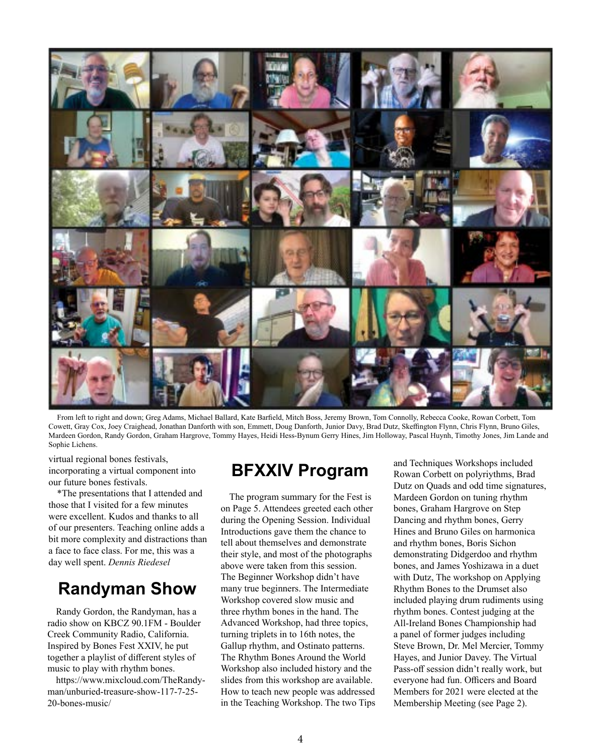From left to right and down; Greg Adams, Michael Ballard, Kate Barfield, Mitch Boss, Jeremy Brown, Tom Connolly, Rebecca Cooke, Rowan Corbett, Tom Cowett, Gray Cox, Joey Craighead, Jonathan Danforth with son, Emmett, Doug Danforth, Junior Davy, Brad Dutz, Skeffington Flynn, Chris Flynn, Bruno Giles, Mardeen Gordon, Randy Gordon, Graham Hargrove, Tommy Hayes, Heidi Hess-Bynum Gerry Hines, Jim Holloway, Pascal Huynh, Timothy Jones, Jim Lande and Sophie Lichens.

virtual regional bones festivals, incorporating a virtual component into our future bones festivals.

*The presentations that I attended and those that I visited for a few minutes were excellent. Kudos and thanks to all of our presenters. Teaching online adds a bit more complexity and distractions than a face to face class. For me, this was a day well spent. *Dennis Riedesel*

## Randyman Show

Randy Gordon, the Randyman, has a radio show on KBCZ 90.1FM - Boulder Creek Community Radio, California. Inspired by Bones Fest XXIV, he put together a playlist of different styles of music to play with rhythm bones.

https://www.mixcloud.com/TheRandyman/unburied-treasure-show-117-7-25-20-bones-music/

## BFXXIV Program

The program summary for the Fest is on Page 5. Attendees greeted each other during the Opening Session. Individual Introductions gave them the chance to tell about themselves and demonstrate their style, and most of the photographs above were taken from this session. The Beginner Workshop didn't have many true beginners. The Intermediate Workshop covered slow music and three rhythm bones in the hand. The Advanced Workshop, had three topics, turning triplets in to 16th notes, the Gallup rhythm, and Ostinato patterns. The Rhythm Bones Around the World Workshop also included history and the slides from this workshop are available. How to teach new people was addressed in the Teaching Workshop. The two Tips and Techniques Workshops included Rowan Corbett on polyriythms, Brad Dutz on Quads and odd time signatures, Mardeen Gordon on tuning rhythm bones, Graham Hargrove on Step Dancing and rhythm bones, Gerry Hines and Bruno Giles on harmonica and rhythm bones, Boris Sichon demonstrating Didgerdoo and rhythm bones, and James Yoshizawa in a duet with Dutz, The workshop on Applying Rhythm Bones to the Drumset also included playing drum rudiments using rhythm bones. Contest judging at the All-Ireland Bones Championship had a panel of former judges including Steve Brown, Dr. Mel Mercier, Tommy Hayes, and Junior Davey. The Virtual Pass-off session didn't really work, but everyone had fun. Officers and Board Members for 2021 were elected at the Membership Meeting (see Page 2).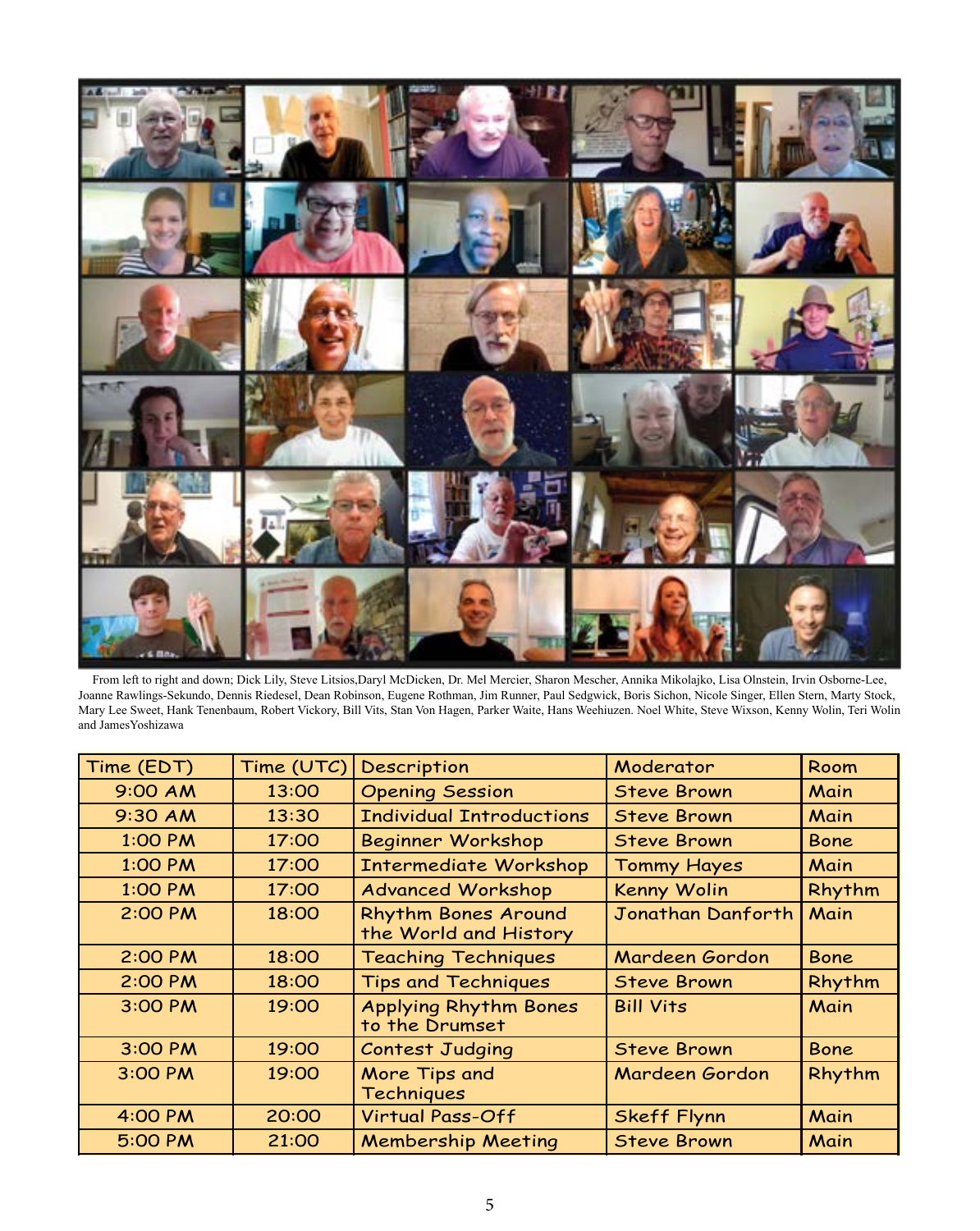From left to right and down; Dick Lily, Steve Litsios,Daryl McDicken, Dr. Mel Mercier, Sharon Mescher, Annika Mikolajko, Lisa Olnstein, Irvin Osborne-Lee, Joanne Rawlings-Sekundo, Dennis Riedesel, Dean Robinson, Eugene Rothman, Jim Runner, Paul Sedgwick, Boris Sichon, Nicole Singer, Ellen Stern, Marty Stock, Mary Lee Sweet, Hank Tenenbaum, Robert Vickory, Bill Vits, Stan Von Hagen, Parker Waite, Hans Weehiuzen. Noel White, Steve Wixson, Kenny Wolin, Teri Wolin and JamesYoshizawa

| Time (EDT) | Time (UTC) | Description | Moderator | Room |
| --- | --- | --- | --- | --- |
| 9:00 AM | 13:00 | Opening Session | Steve Brown | Main |
| 9:30 AM | 13:30 | Individual Introductions | Steve Brown | Main |
| 1:00 PM | 17:00 | Beginner Workshop | Steve Brown | Bone |
| 1:00 PM | 17:00 | Intermediate Workshop | Tommy Hayes | Main |
| 1:00 PM | 17:00 | Advanced Workshop | Kenny Wolin | Rhythm |
| 2:00 PM | 18:00 | Rhythm Bones Around the World and History | Jonathan Danforth | Main |
| 2:00 PM | 18:00 | Teaching Techniques | Mardeen Gordon | Bone |
| 2:00 PM | 18:00 | Tips and Techniques | Steve Brown | Rhythm |
| 3:00 PM | 19:00 | Applying Rhythm Bones to the Drumset | Bill Vits | Main |
| 3:00 PM | 19:00 | Contest Judging | Steve Brown | Bone |
| 3:00 PM | 19:00 | More Tips and Techniques | Mardeen Gordon | Rhythm |
| 4:00 PM | 20:00 | Virtual Pass-Off | Skeff Flynn | Main |
| 5:00 PM | 21:00 | Membership Meeting | Steve Brown | Main |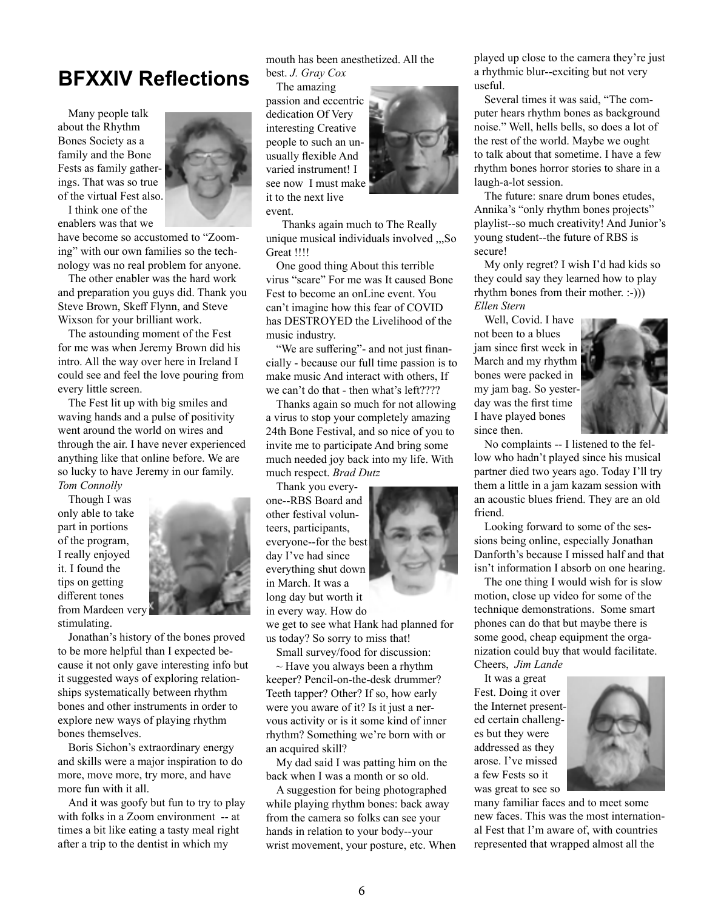# BFXXIV Reflections

Many people talk about the Rhythm Bones Society as a family and the Bone Fests as family gatherings. That was so true of the virtual Fest also.

I think one of the enablers was that we have become so accustomed to "Zooming" with our own families so the technology was no real problem for anyone.

The other enabler was the hard work and preparation you guys did. Thank you Steve Brown, Skeff Flynn, and Steve Wixson for your brilliant work.

The astounding moment of the Fest for me was when Jeremy Brown did his intro. All the way over here in Ireland I could see and feel the love pouring from every little screen.

The Fest lit up with big smiles and waving hands and a pulse of positivity went around the world on wires and through the air. I have never experienced anything like that online before. We are so lucky to have Jeremy in our family. *Tom Connolly*

Though I was only able to take part in portions of the program, I really enjoyed it. I found the tips on getting different tones from Mardeen very stimulating.

Jonathan's history of the bones proved to be more helpful than I expected because it not only gave interesting info but it suggested ways of exploring relationships systematically between rhythm bones and other instruments in order to explore new ways of playing rhythm bones themselves.

Boris Sichon's extraordinary energy and skills were a major inspiration to do more, move more, try more, and have more fun with it all.

And it was goofy but fun to try to play with folks in a Zoom environment -- at times a bit like eating a tasty meal right after a trip to the dentist in which my mouth has been anesthetized. All the best. *J. Gray Cox*

The amazing passion and eccentric dedication Of Very interesting Creative people to such an unusually flexible And varied instrument! I see now I must make it to the next live event.

Thanks again much to The Really unique musical individuals involved ,,,So Great !!!!

One good thing About this terrible virus "scare" For me was It caused Bone Fest to become an onLine event. You can't imagine how this fear of COVID has DESTROYED the Livelihood of the music industry.

"We are suffering"- and not just financially - because our full time passion is to make music And interact with others, If we can't do that - then what's left????

Thanks again so much for not allowing a virus to stop your completely amazing 24th Bone Festival, and so nice of you to invite me to participate And bring some much needed joy back into my life. With much respect. *Brad Dutz*

Thank you everyone--RBS Board and other festival volunteers, participants, everyone--for the best day I've had since everything shut down in March. It was a long day but worth it in every way. How do we get to see what Hank had planned for us today? So sorry to miss that!

Small survey/food for discussion:

~ Have you always been a rhythm keeper? Pencil-on-the-desk drummer? Teeth tapper? Other? If so, how early were you aware of it? Is it just a nervous activity or is it some kind of inner rhythm? Something we're born with or an acquired skill?

My dad said I was patting him on the back when I was a month or so old.

A suggestion for being photographed while playing rhythm bones: back away from the camera so folks can see your hands in relation to your body--your wrist movement, your posture, etc. When played up close to the camera they're just a rhythmic blur--exciting but not very useful.

Several times it was said, "The computer hears rhythm bones as background noise." Well, hells bells, so does a lot of the rest of the world. Maybe we ought to talk about that sometime. I have a few rhythm bones horror stories to share in a laugh-a-lot session.

The future: snare drum bones etudes, Annika's "only rhythm bones projects" playlist--so much creativity! And Junior's young student--the future of RBS is secure!

My only regret? I wish I'd had kids so they could say they learned how to play rhythm bones from their mother. :-))) *Ellen Stern*

Well, Covid. I have not been to a blues jam since first week in March and my rhythm bones were packed in my jam bag. So yesterday was the first time I have played bones since then.

No complaints -- I listened to the fellow who hadn't played since his musical partner died two years ago. Today I'll try them a little in a jam kazam session with an acoustic blues friend. They are an old friend.

Looking forward to some of the sessions being online, especially Jonathan Danforth's because I missed half and that isn't information I absorb on one hearing.

The one thing I would wish for is slow motion, close up video for some of the technique demonstrations. Some smart phones can do that but maybe there is some good, cheap equipment the organization could buy that would facilitate. Cheers, *Jim Lande*

It was a great Fest. Doing it over the Internet presented certain challenges but they were addressed as they arose. I've missed a few Fests so it was great to see so many familiar faces and to meet some new faces. This was the most international Fest that I'm aware of, with countries represented that wrapped almost all the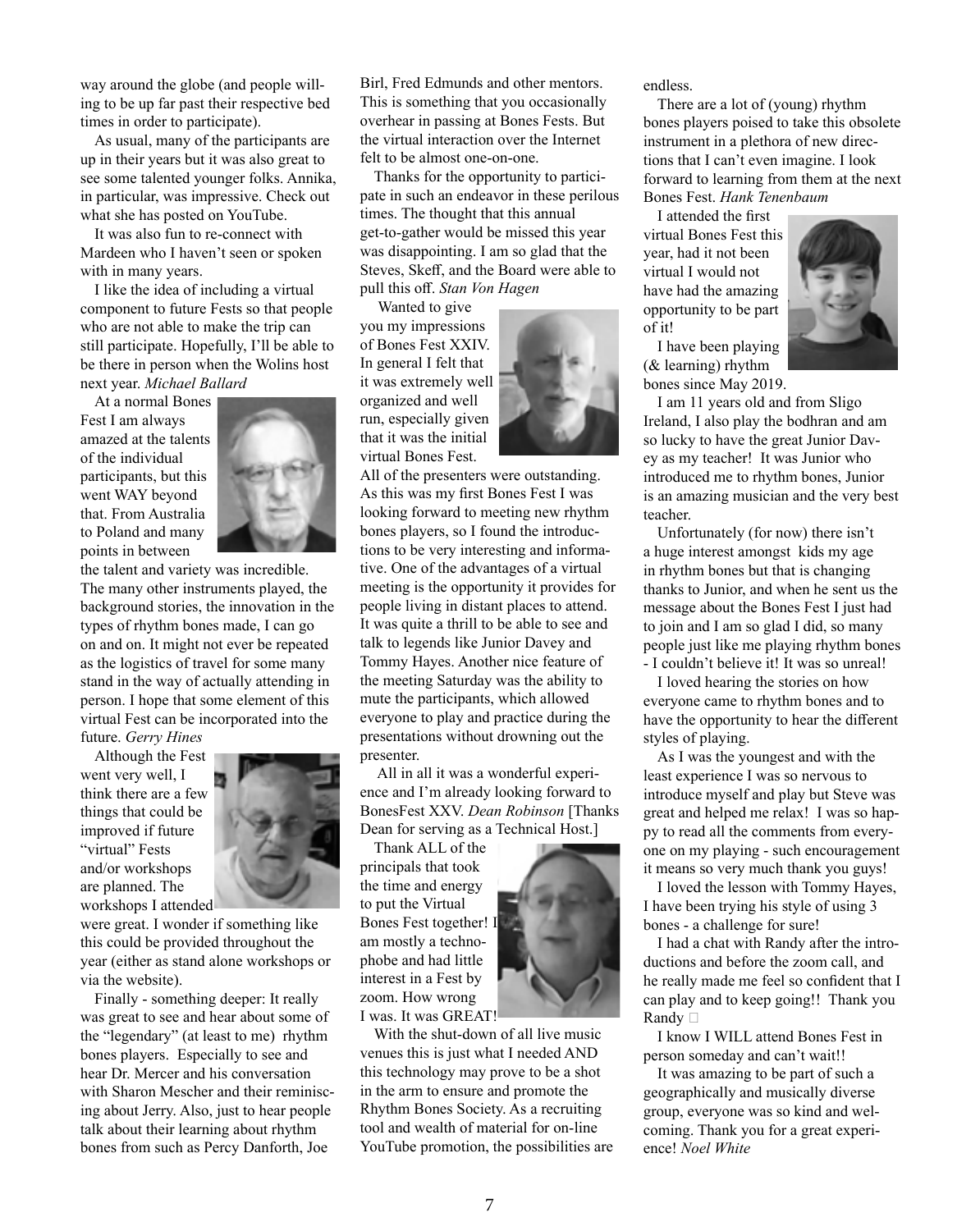way around the globe (and people willing to be up far past their respective bed times in order to participate).

As usual, many of the participants are up in their years but it was also great to see some talented younger folks. Annika, in particular, was impressive. Check out what she has posted on YouTube.

It was also fun to re-connect with Mardeen who I haven't seen or spoken with in many years.

I like the idea of including a virtual component to future Fests so that people who are not able to make the trip can still participate. Hopefully, I'll be able to be there in person when the Wolins host next year. *Michael Ballard*

At a normal Bones Fest I am always amazed at the talents of the individual participants, but this went WAY beyond that. From Australia to Poland and many points in between the talent and variety was incredible. The many other instruments played, the background stories, the innovation in the types of rhythm bones made, I can go on and on. It might not ever be repeated as the logistics of travel for some many stand in the way of actually attending in person. I hope that some element of this virtual Fest can be incorporated into the future. *Gerry Hines*

Although the Fest went very well, I think there are a few things that could be improved if future "virtual" Fests and/or workshops are planned. The workshops I attended were great. I wonder if something like this could be provided throughout the year (either as stand alone workshops or via the website).

Finally - something deeper: It really was great to see and hear about some of the "legendary" (at least to me) rhythm bones players. Especially to see and hear Dr. Mercer and his conversation with Sharon Mescher and their reminiscing about Jerry. Also, just to hear people talk about their learning about rhythm bones from such as Percy Danforth, Joe Birl, Fred Edmunds and other mentors. This is something that you occasionally overhear in passing at Bones Fests. But the virtual interaction over the Internet felt to be almost one-on-one.

Thanks for the opportunity to participate in such an endeavor in these perilous times. The thought that this annual get-to-gather would be missed this year was disappointing. I am so glad that the Steves, Skeff, and the Board were able to pull this off. *Stan Von Hagen*

Wanted to give you my impressions of Bones Fest XXIV. In general I felt that it was extremely well organized and well run, especially given that it was the initial virtual Bones Fest. All of the presenters were outstanding. As this was my first Bones Fest I was looking forward to meeting new rhythm bones players, so I found the introductions to be very interesting and informative. One of the advantages of a virtual meeting is the opportunity it provides for people living in distant places to attend. It was quite a thrill to be able to see and talk to legends like Junior Davey and Tommy Hayes. Another nice feature of the meeting Saturday was the ability to mute the participants, which allowed everyone to play and practice during the presentations without drowning out the presenter.

All in all it was a wonderful experience and I'm already looking forward to BonesFest XXV. *Dean Robinson* [Thanks Dean for serving as a Technical Host.]

Thank ALL of the principals that took the time and energy to put the Virtual Bones Fest together! I am mostly a technophobe and had little interest in a Fest by zoom. How wrong I was. It was GREAT!

With the shut-down of all live music venues this is just what I needed AND this technology may prove to be a shot in the arm to ensure and promote the Rhythm Bones Society. As a recruiting tool and wealth of material for on-line YouTube promotion, the possibilities are endless.

There are a lot of (young) rhythm bones players poised to take this obsolete instrument in a plethora of new directions that I can't even imagine. I look forward to learning from them at the next Bones Fest. *Hank Tenenbaum*

I attended the first virtual Bones Fest this year, had it not been virtual I would not have had the amazing opportunity to be part of it!

I have been playing (& learning) rhythm bones since May 2019.

I am 11 years old and from Sligo Ireland, I also play the bodhran and am so lucky to have the great Junior Davey as my teacher! It was Junior who introduced me to rhythm bones, Junior is an amazing musician and the very best teacher.

Unfortunately (for now) there isn't a huge interest amongst kids my age in rhythm bones but that is changing thanks to Junior, and when he sent us the message about the Bones Fest I just had to join and I am so glad I did, so many people just like me playing rhythm bones - I couldn't believe it! It was so unreal!

I loved hearing the stories on how everyone came to rhythm bones and to have the opportunity to hear the different styles of playing.

As I was the youngest and with the least experience I was so nervous to introduce myself and play but Steve was great and helped me relax! I was so happy to read all the comments from everyone on my playing - such encouragement it means so very much thank you guys!

I loved the lesson with Tommy Hayes, I have been trying his style of using 3 bones - a challenge for sure!

I had a chat with Randy after the introductions and before the zoom call, and he really made me feel so confident that I can play and to keep going!! Thank you Randy 

I know I WILL attend Bones Fest in person someday and can't wait!!

It was amazing to be part of such a geographically and musically diverse group, everyone was so kind and welcoming. Thank you for a great experience! *Noel White*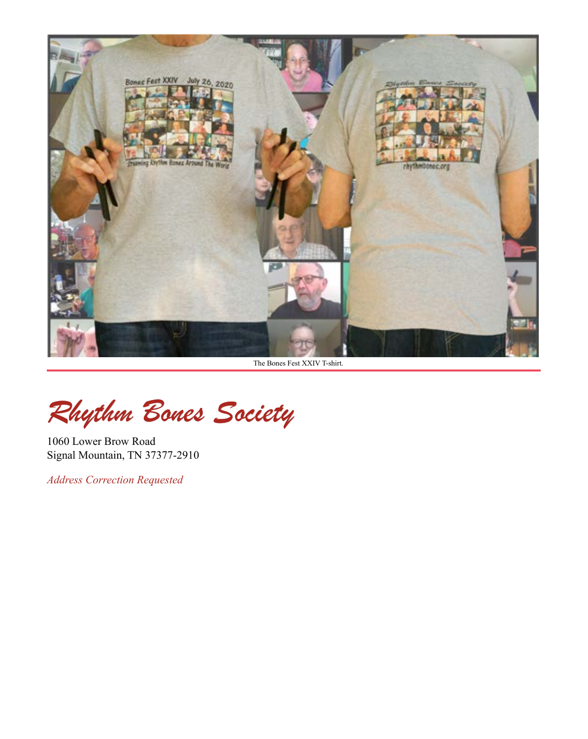The Bones Fest XXIV T-shirt.

*Rhythm Bones Society*

1060 Lower Brow Road
Signal Mountain, TN 37377-2910

*Address Correction Requested*